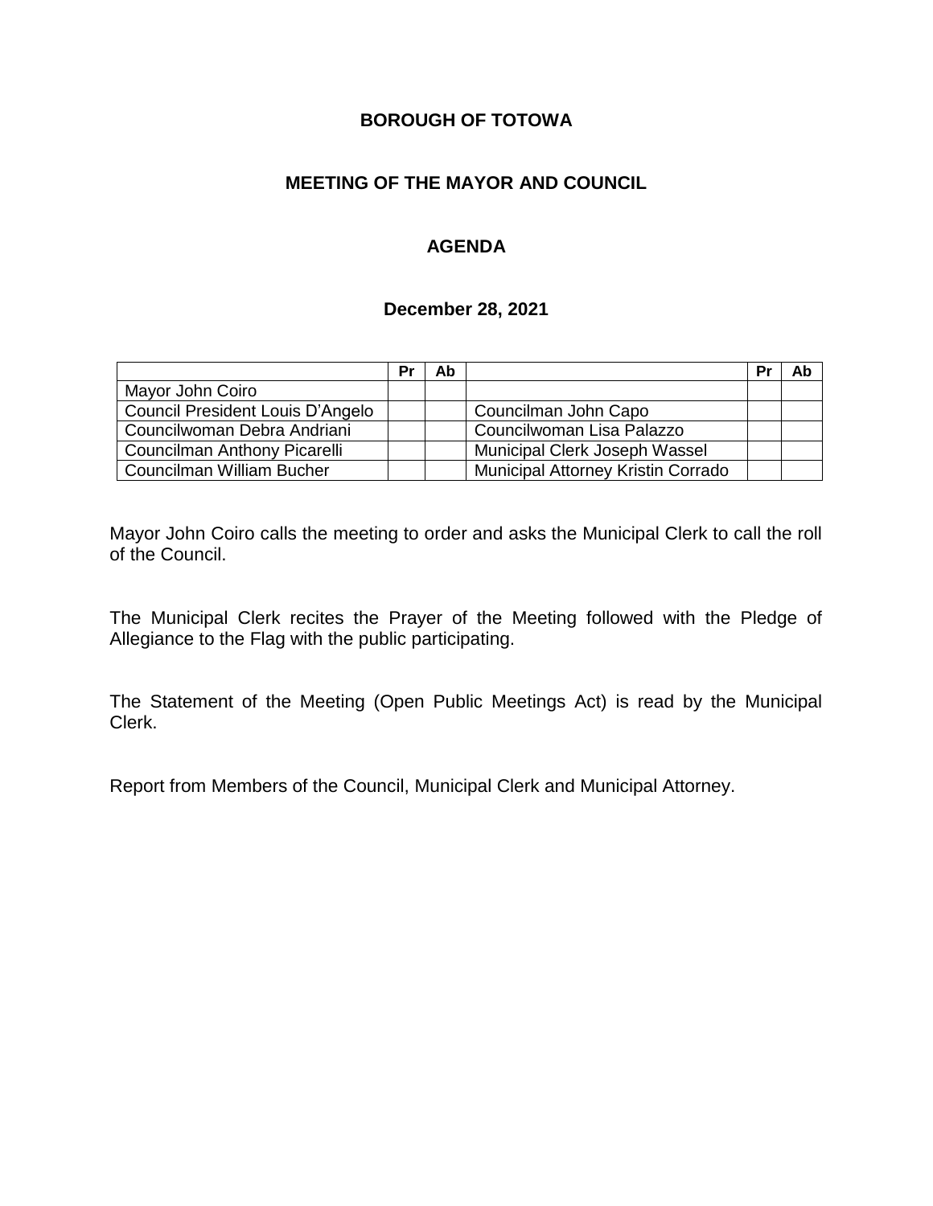# BOROUGH OF TOTOWA

## MEETING OF THE MAYOR AND COUNCIL

## AGENDA

### December 28, 2021

| | Pr | Ab | | Pr | Ab |
|---|---|---|---|---|---|
| Mayor John Coiro | | | | | |
| Council President Louis D'Angelo | | | Councilman John Capo | | |
| Councilwoman Debra Andriani | | | Councilwoman Lisa Palazzo | | |
| Councilman Anthony Picarelli | | | Municipal Clerk Joseph Wassel | | |
| Councilman William Bucher | | | Municipal Attorney Kristin Corrado | | |

Mayor John Coiro calls the meeting to order and asks the Municipal Clerk to call the roll of the Council.

The Municipal Clerk recites the Prayer of the Meeting followed with the Pledge of Allegiance to the Flag with the public participating.

The Statement of the Meeting (Open Public Meetings Act) is read by the Municipal Clerk.

Report from Members of the Council, Municipal Clerk and Municipal Attorney.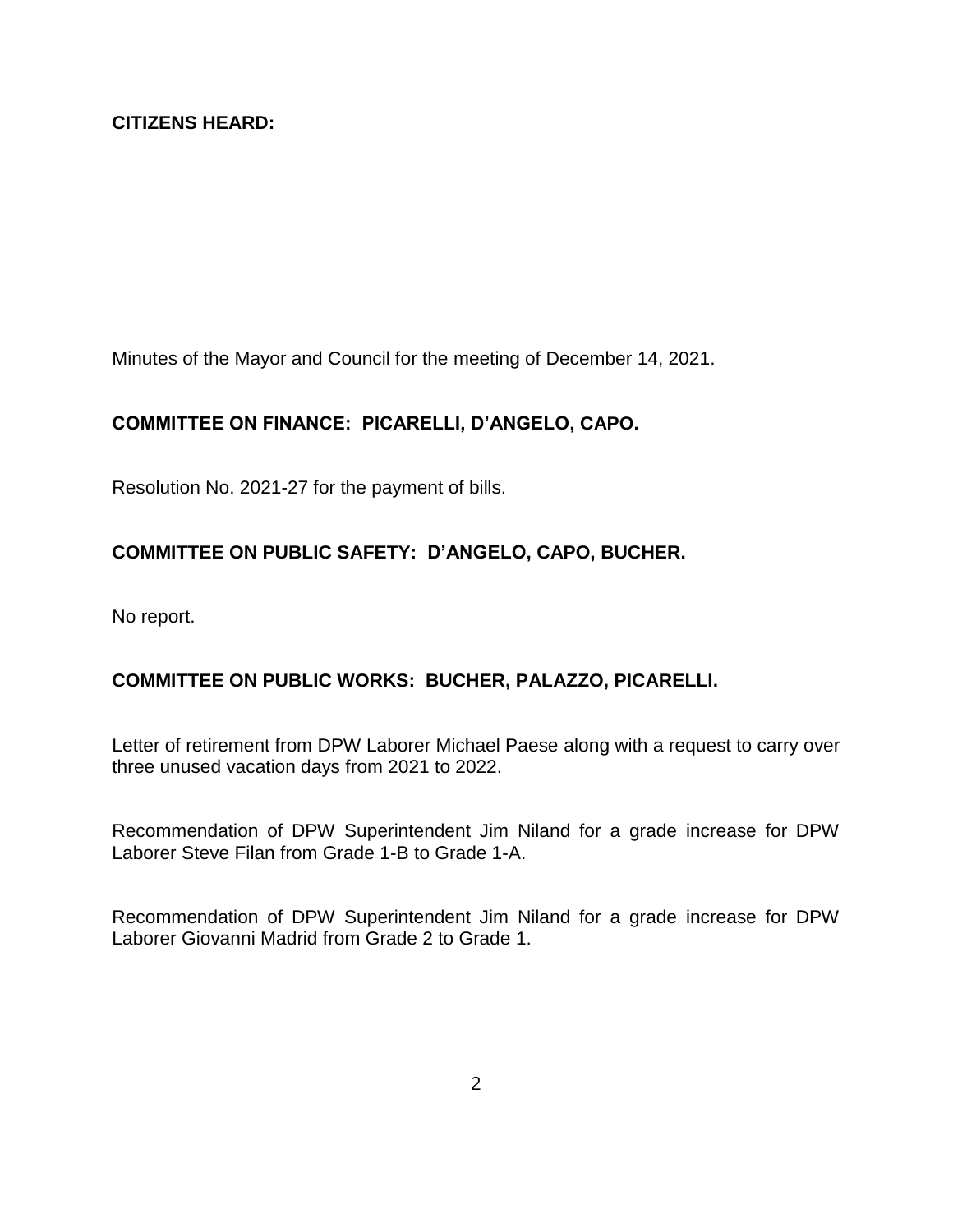**CITIZENS HEARD:**

Minutes of the Mayor and Council for the meeting of December 14, 2021.

**COMMITTEE ON FINANCE: PICARELLI, D'ANGELO, CAPO.**

Resolution No. 2021-27 for the payment of bills.

**COMMITTEE ON PUBLIC SAFETY: D'ANGELO, CAPO, BUCHER.**

No report.

**COMMITTEE ON PUBLIC WORKS: BUCHER, PALAZZO, PICARELLI.**

Letter of retirement from DPW Laborer Michael Paese along with a request to carry over three unused vacation days from 2021 to 2022.

Recommendation of DPW Superintendent Jim Niland for a grade increase for DPW Laborer Steve Filan from Grade 1-B to Grade 1-A.

Recommendation of DPW Superintendent Jim Niland for a grade increase for DPW Laborer Giovanni Madrid from Grade 2 to Grade 1.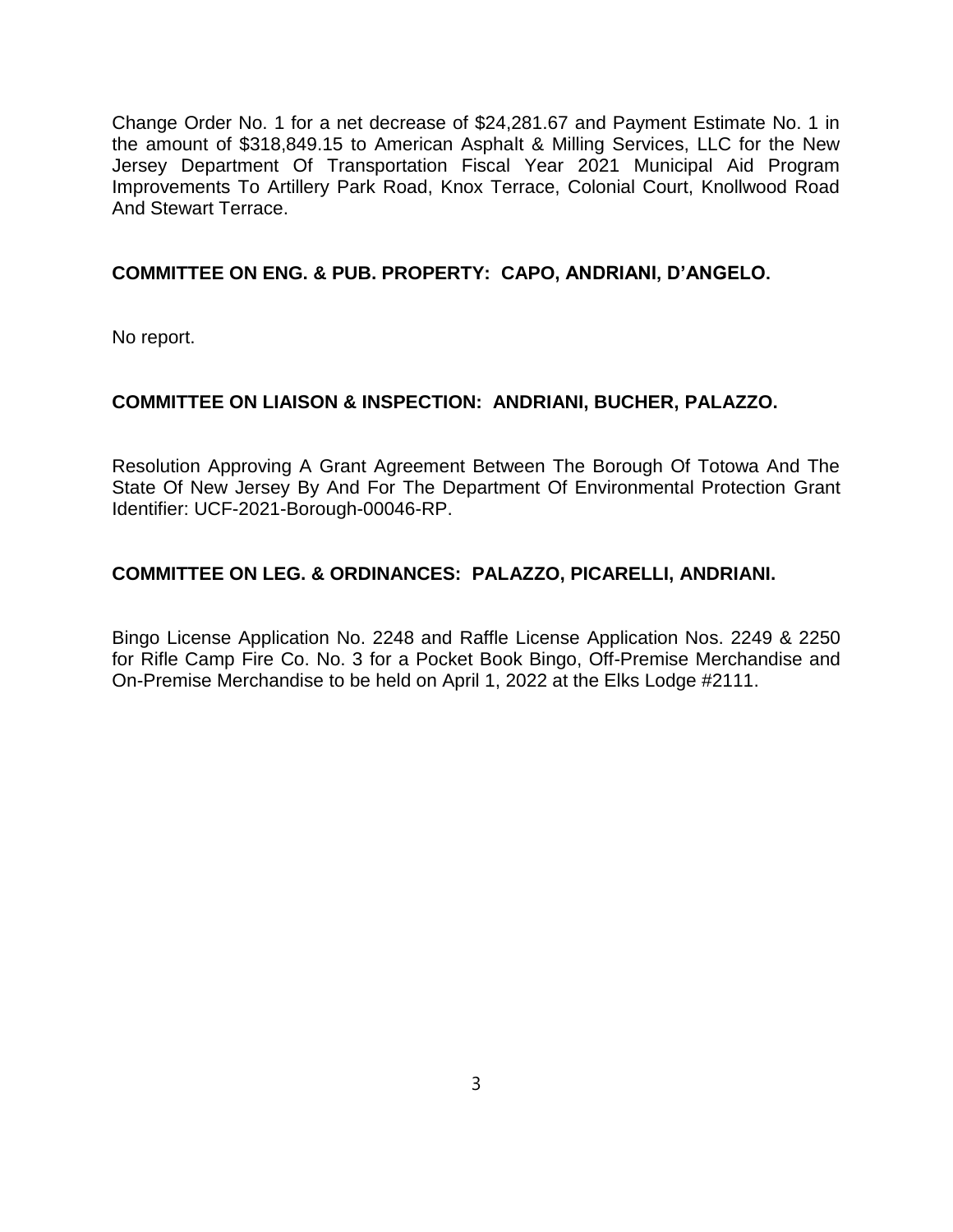Change Order No. 1 for a net decrease of $24,281.67 and Payment Estimate No. 1 in the amount of $318,849.15 to American Asphalt & Milling Services, LLC for the New Jersey Department Of Transportation Fiscal Year 2021 Municipal Aid Program Improvements To Artillery Park Road, Knox Terrace, Colonial Court, Knollwood Road And Stewart Terrace.

**COMMITTEE ON ENG. & PUB. PROPERTY: CAPO, ANDRIANI, D'ANGELO.**

No report.

**COMMITTEE ON LIAISON & INSPECTION: ANDRIANI, BUCHER, PALAZZO.**

Resolution Approving A Grant Agreement Between The Borough Of Totowa And The State Of New Jersey By And For The Department Of Environmental Protection Grant Identifier: UCF-2021-Borough-00046-RP.

**COMMITTEE ON LEG. & ORDINANCES: PALAZZO, PICARELLI, ANDRIANI.**

Bingo License Application No. 2248 and Raffle License Application Nos. 2249 & 2250 for Rifle Camp Fire Co. No. 3 for a Pocket Book Bingo, Off-Premise Merchandise and On-Premise Merchandise to be held on April 1, 2022 at the Elks Lodge #2111.